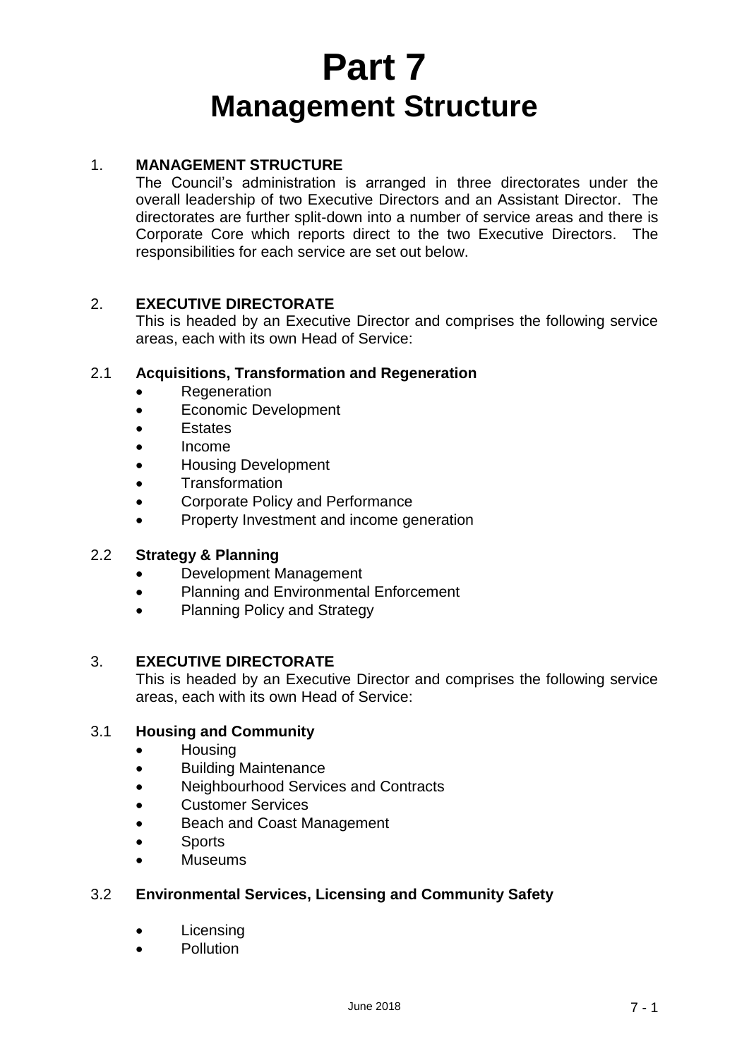# Part 7
# Management Structure

## 1. MANAGEMENT STRUCTURE

The Council's administration is arranged in three directorates under the overall leadership of two Executive Directors and an Assistant Director. The directorates are further split-down into a number of service areas and there is Corporate Core which reports direct to the two Executive Directors. The responsibilities for each service are set out below.

## 2. EXECUTIVE DIRECTORATE

This is headed by an Executive Director and comprises the following service areas, each with its own Head of Service:

### 2.1 Acquisitions, Transformation and Regeneration

- Regeneration
- Economic Development
- Estates
- Income
- Housing Development
- Transformation
- Corporate Policy and Performance
- Property Investment and income generation

### 2.2 Strategy & Planning

- Development Management
- Planning and Environmental Enforcement
- Planning Policy and Strategy

## 3. EXECUTIVE DIRECTORATE

This is headed by an Executive Director and comprises the following service areas, each with its own Head of Service:

### 3.1 Housing and Community

- Housing
- Building Maintenance
- Neighbourhood Services and Contracts
- Customer Services
- Beach and Coast Management
- Sports
- Museums

### 3.2 Environmental Services, Licensing and Community Safety

- Licensing
- Pollution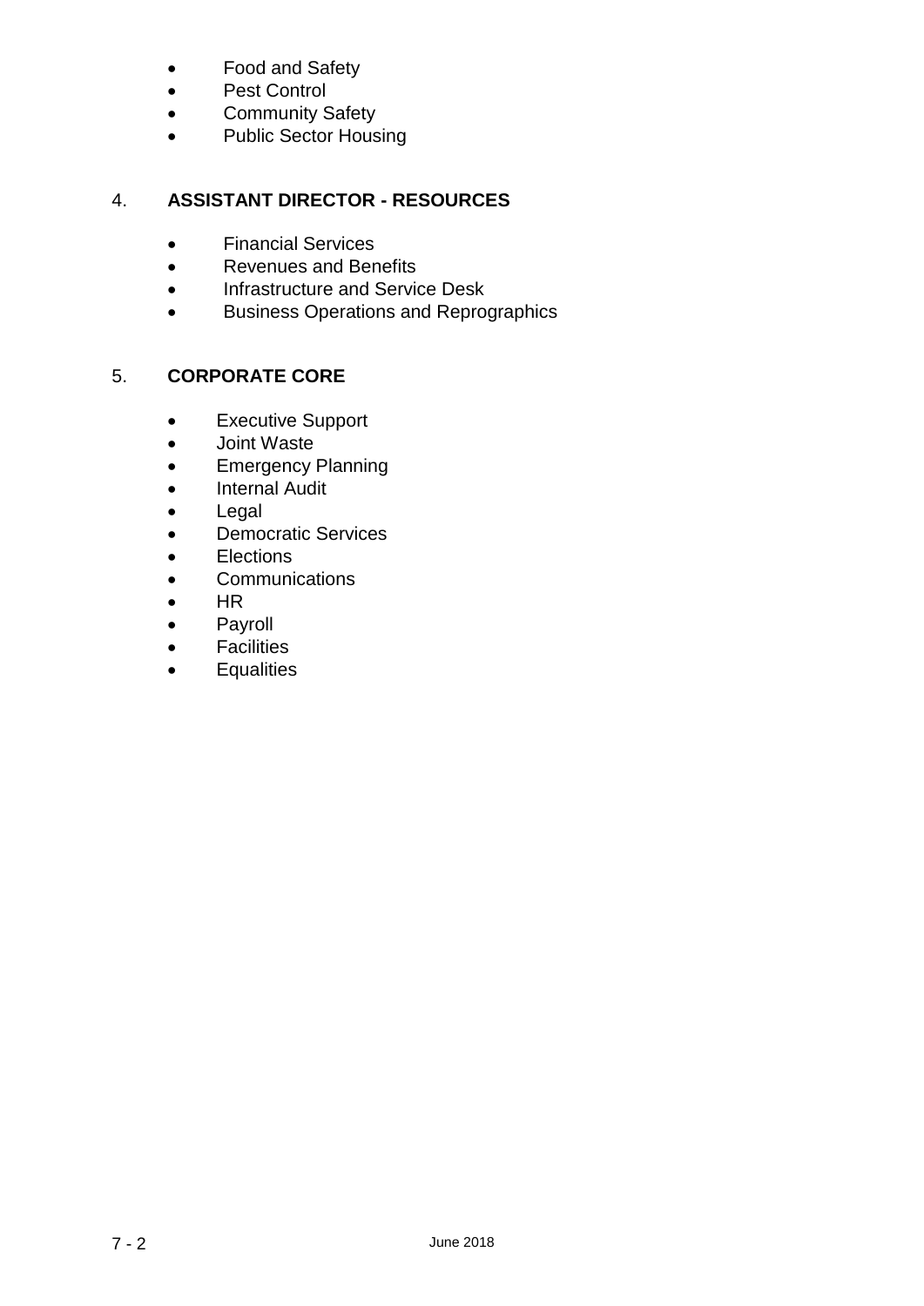- Food and Safety
- Pest Control
- Community Safety
- Public Sector Housing

4. **ASSISTANT DIRECTOR - RESOURCES**

- Financial Services
- Revenues and Benefits
- Infrastructure and Service Desk
- Business Operations and Reprographics

5. **CORPORATE CORE**

- Executive Support
- Joint Waste
- Emergency Planning
- Internal Audit
- Legal
- Democratic Services
- Elections
- Communications
- HR
- Payroll
- Facilities
- Equalities